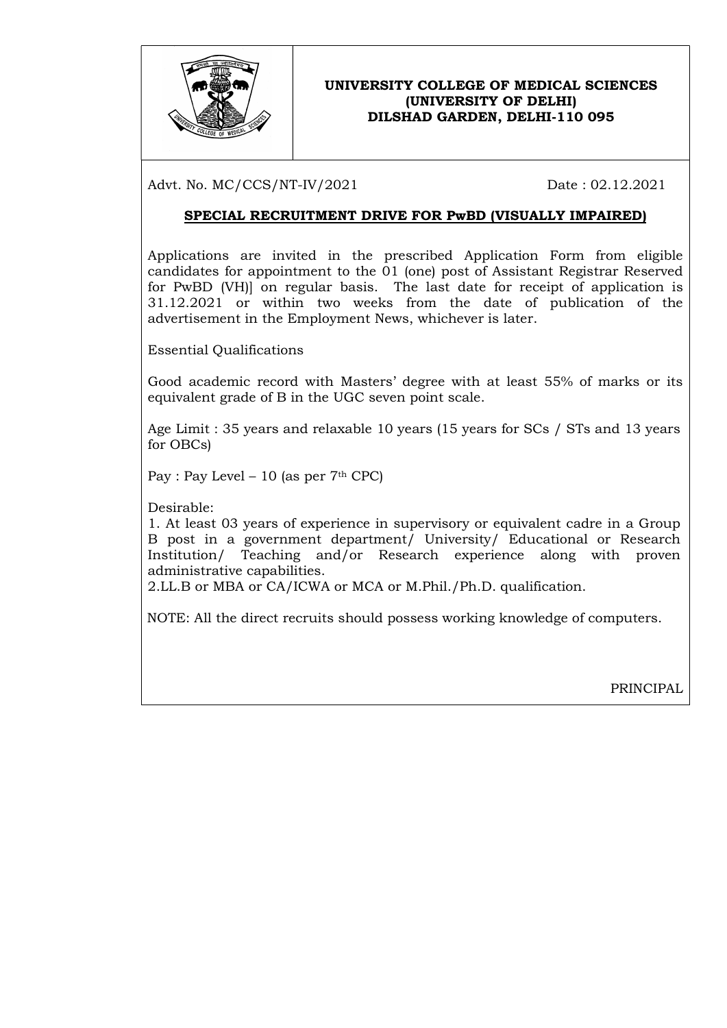**UNIVERSITY COLLEGE OF MEDICAL SCIENCES**
**(UNIVERSITY OF DELHI)**
**DILSHAD GARDEN, DELHI-110 095**

Advt. No. MC/CCS/NT-IV/2021 Date : 02.12.2021

## SPECIAL RECRUITMENT DRIVE FOR PwBD (VISUALLY IMPAIRED)

Applications are invited in the prescribed Application Form from eligible candidates for appointment to the 01 (one) post of Assistant Registrar Reserved for PwBD (VH)] on regular basis. The last date for receipt of application is 31.12.2021 or within two weeks from the date of publication of the advertisement in the Employment News, whichever is later.

Essential Qualifications

Good academic record with Masters' degree with at least 55% of marks or its equivalent grade of B in the UGC seven point scale.

Age Limit : 35 years and relaxable 10 years (15 years for SCs / STs and 13 years for OBCs)

Pay : Pay Level – 10 (as per 7th CPC)

Desirable:

1. At least 03 years of experience in supervisory or equivalent cadre in a Group B post in a government department/ University/ Educational or Research Institution/ Teaching and/or Research experience along with proven administrative capabilities.
2. LL.B or MBA or CA/ICWA or MCA or M.Phil./Ph.D. qualification.

NOTE: All the direct recruits should possess working knowledge of computers.

PRINCIPAL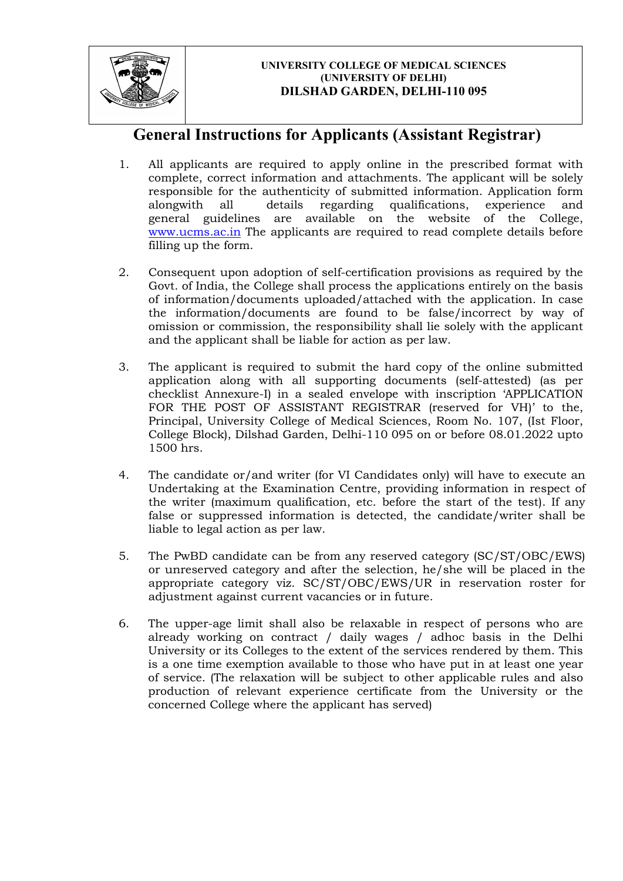**UNIVERSITY COLLEGE OF MEDICAL SCIENCES**
**(UNIVERSITY OF DELHI)**
**DILSHAD GARDEN, DELHI-110 095**

# General Instructions for Applicants (Assistant Registrar)

1. All applicants are required to apply online in the prescribed format with complete, correct information and attachments. The applicant will be solely responsible for the authenticity of submitted information. Application form alongwith all details regarding qualifications, experience and general guidelines are available on the website of the College, www.ucms.ac.in The applicants are required to read complete details before filling up the form.

2. Consequent upon adoption of self-certification provisions as required by the Govt. of India, the College shall process the applications entirely on the basis of information/documents uploaded/attached with the application. In case the information/documents are found to be false/incorrect by way of omission or commission, the responsibility shall lie solely with the applicant and the applicant shall be liable for action as per law.

3. The applicant is required to submit the hard copy of the online submitted application along with all supporting documents (self-attested) (as per checklist Annexure-I) in a sealed envelope with inscription 'APPLICATION FOR THE POST OF ASSISTANT REGISTRAR (reserved for VH)' to the, Principal, University College of Medical Sciences, Room No. 107, (Ist Floor, College Block), Dilshad Garden, Delhi-110 095 on or before 08.01.2022 upto 1500 hrs.

4. The candidate or/and writer (for VI Candidates only) will have to execute an Undertaking at the Examination Centre, providing information in respect of the writer (maximum qualification, etc. before the start of the test). If any false or suppressed information is detected, the candidate/writer shall be liable to legal action as per law.

5. The PwBD candidate can be from any reserved category (SC/ST/OBC/EWS) or unreserved category and after the selection, he/she will be placed in the appropriate category viz. SC/ST/OBC/EWS/UR in reservation roster for adjustment against current vacancies or in future.

6. The upper-age limit shall also be relaxable in respect of persons who are already working on contract / daily wages / adhoc basis in the Delhi University or its Colleges to the extent of the services rendered by them. This is a one time exemption available to those who have put in at least one year of service. (The relaxation will be subject to other applicable rules and also production of relevant experience certificate from the University or the concerned College where the applicant has served)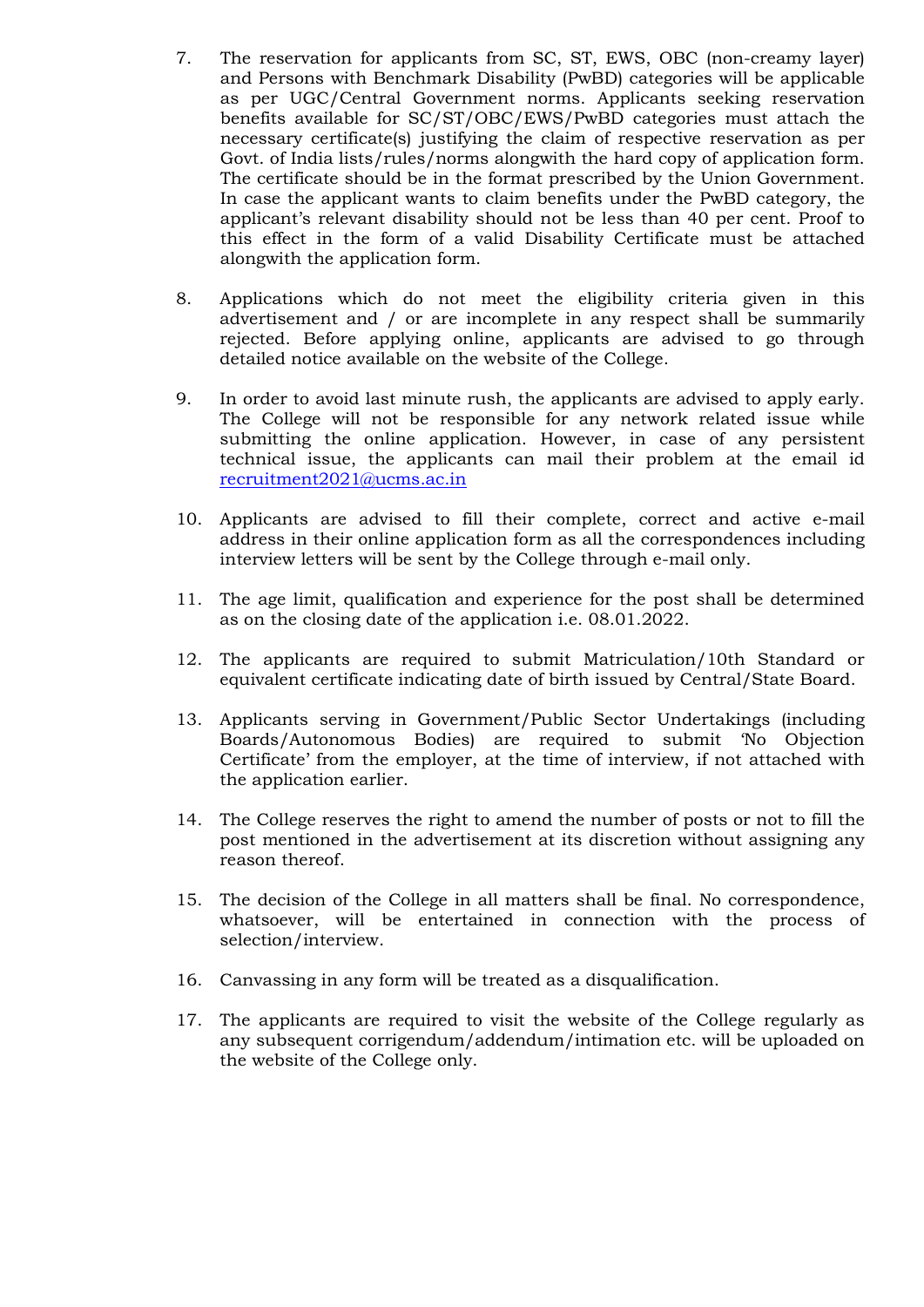7. The reservation for applicants from SC, ST, EWS, OBC (non-creamy layer) and Persons with Benchmark Disability (PwBD) categories will be applicable as per UGC/Central Government norms. Applicants seeking reservation benefits available for SC/ST/OBC/EWS/PwBD categories must attach the necessary certificate(s) justifying the claim of respective reservation as per Govt. of India lists/rules/norms alongwith the hard copy of application form. The certificate should be in the format prescribed by the Union Government. In case the applicant wants to claim benefits under the PwBD category, the applicant's relevant disability should not be less than 40 per cent. Proof to this effect in the form of a valid Disability Certificate must be attached alongwith the application form.

8. Applications which do not meet the eligibility criteria given in this advertisement and / or are incomplete in any respect shall be summarily rejected. Before applying online, applicants are advised to go through detailed notice available on the website of the College.

9. In order to avoid last minute rush, the applicants are advised to apply early. The College will not be responsible for any network related issue while submitting the online application. However, in case of any persistent technical issue, the applicants can mail their problem at the email id recruitment2021@ucms.ac.in

10. Applicants are advised to fill their complete, correct and active e-mail address in their online application form as all the correspondences including interview letters will be sent by the College through e-mail only.

11. The age limit, qualification and experience for the post shall be determined as on the closing date of the application i.e. 08.01.2022.

12. The applicants are required to submit Matriculation/10th Standard or equivalent certificate indicating date of birth issued by Central/State Board.

13. Applicants serving in Government/Public Sector Undertakings (including Boards/Autonomous Bodies) are required to submit 'No Objection Certificate' from the employer, at the time of interview, if not attached with the application earlier.

14. The College reserves the right to amend the number of posts or not to fill the post mentioned in the advertisement at its discretion without assigning any reason thereof.

15. The decision of the College in all matters shall be final. No correspondence, whatsoever, will be entertained in connection with the process of selection/interview.

16. Canvassing in any form will be treated as a disqualification.

17. The applicants are required to visit the website of the College regularly as any subsequent corrigendum/addendum/intimation etc. will be uploaded on the website of the College only.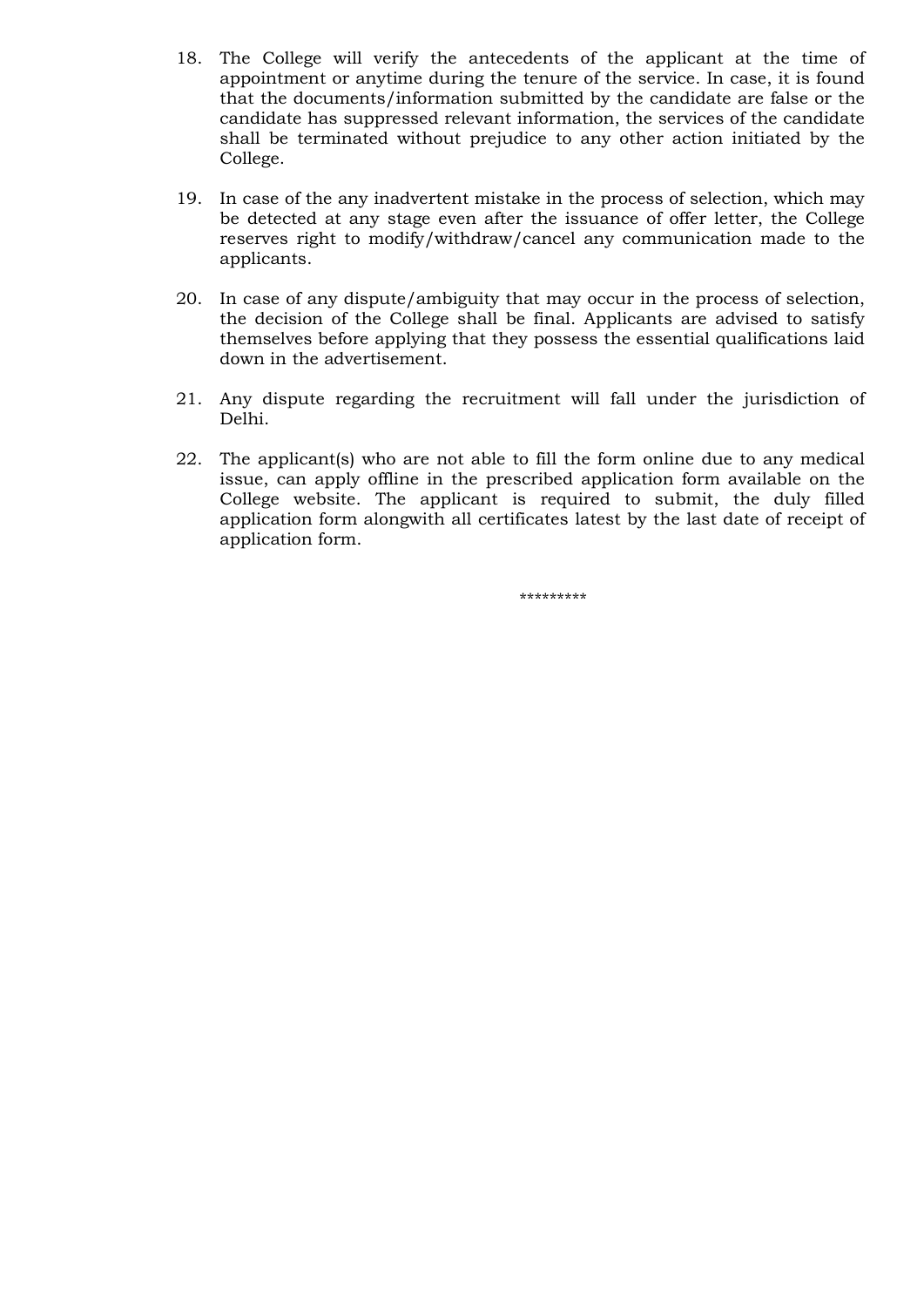18. The College will verify the antecedents of the applicant at the time of appointment or anytime during the tenure of the service. In case, it is found that the documents/information submitted by the candidate are false or the candidate has suppressed relevant information, the services of the candidate shall be terminated without prejudice to any other action initiated by the College.

19. In case of the any inadvertent mistake in the process of selection, which may be detected at any stage even after the issuance of offer letter, the College reserves right to modify/withdraw/cancel any communication made to the applicants.

20. In case of any dispute/ambiguity that may occur in the process of selection, the decision of the College shall be final. Applicants are advised to satisfy themselves before applying that they possess the essential qualifications laid down in the advertisement.

21. Any dispute regarding the recruitment will fall under the jurisdiction of Delhi.

22. The applicant(s) who are not able to fill the form online due to any medical issue, can apply offline in the prescribed application form available on the College website. The applicant is required to submit, the duly filled application form alongwith all certificates latest by the last date of receipt of application form.

*********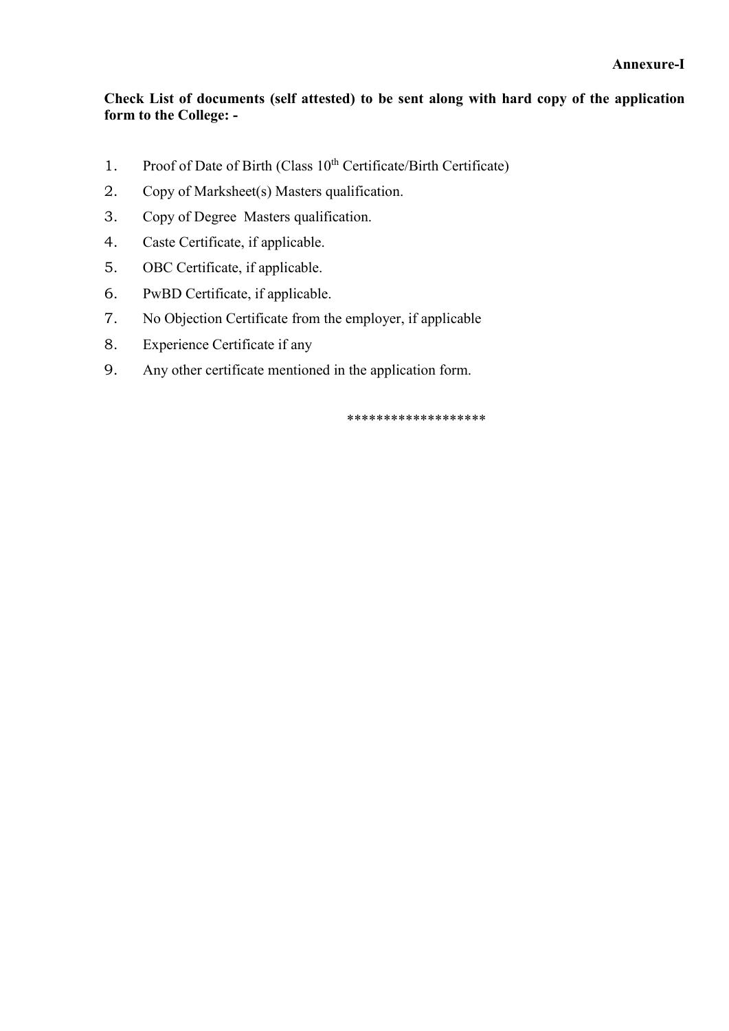**Annexure-I**

**Check List of documents (self attested) to be sent along with hard copy of the application form to the College: -**

1. Proof of Date of Birth (Class 10th Certificate/Birth Certificate)
2. Copy of Marksheet(s) Masters qualification.
3. Copy of Degree Masters qualification.
4. Caste Certificate, if applicable.
5. OBC Certificate, if applicable.
6. PwBD Certificate, if applicable.
7. No Objection Certificate from the employer, if applicable
8. Experience Certificate if any
9. Any other certificate mentioned in the application form.

******************